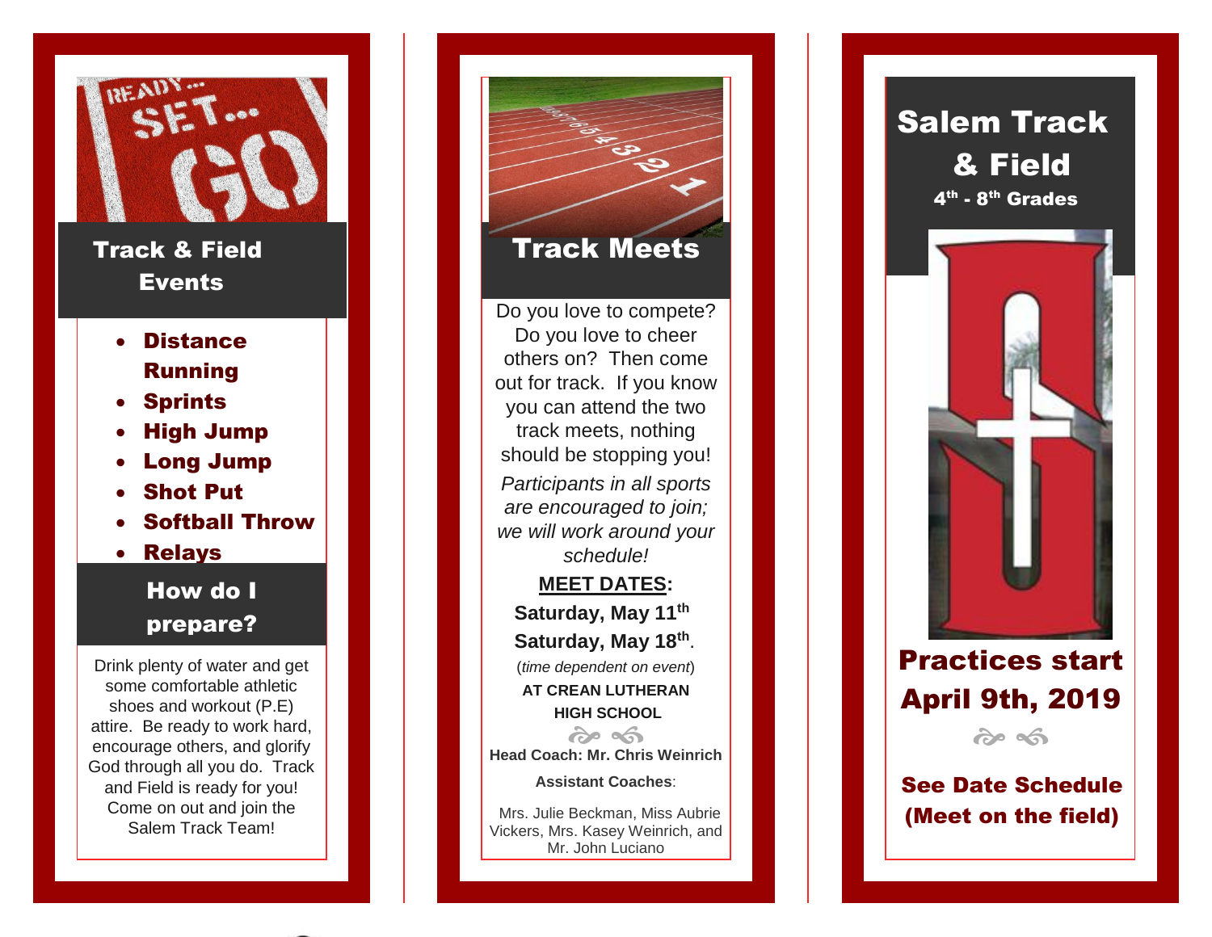## Track & Field Events

- **Distance Running**
- **Sprints**
- **High Jump**
- **Long Jump**
- **Shot Put**
- **Softball Throw**
- **Relays**

## How do I prepare?

Drink plenty of water and get some comfortable athletic shoes and workout (P.E) attire. Be ready to work hard, encourage others, and glorify God through all you do. Track and Field is ready for you! Come on out and join the Salem Track Team!

## Track Meets

Do you love to compete? Do you love to cheer others on? Then come out for track. If you know you can attend the two track meets, nothing should be stopping you!

*Participants in all sports are encouraged to join; we will work around your schedule!*

**MEET DATES:**

**Saturday, May 11th**

**Saturday, May 18th**.

(*time dependent on event*)

**AT CREAN LUTHERAN HIGH SCHOOL**

**Head Coach: Mr. Chris Weinrich**

**Assistant Coaches**:

Mrs. Julie Beckman, Miss Aubrie Vickers, Mrs. Kasey Weinrich, and Mr. John Luciano

# Salem Track & Field

**4th - 8th Grades**

## Practices start April 9th, 2019

**See Date Schedule (Meet on the field)**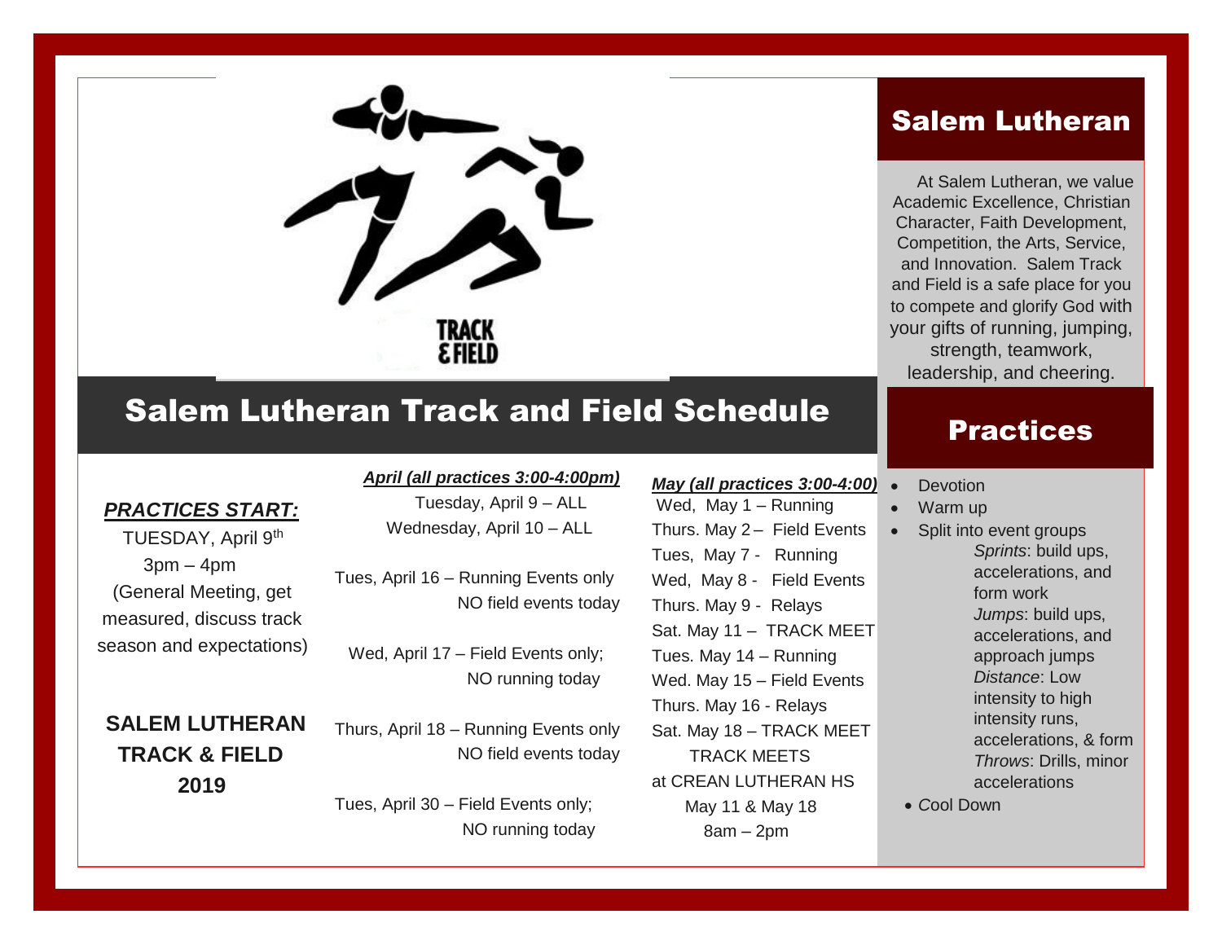TRACK & FIELD

# Salem Lutheran Track and Field Schedule

***PRACTICES START:***

TUESDAY, April 9th
3pm – 4pm
(General Meeting, get measured, discuss track season and expectations)

**SALEM LUTHERAN TRACK & FIELD 2019**

***April (all practices 3:00-4:00pm)***

Tuesday, April 9 – ALL
Wednesday, April 10 – ALL

Tues, April 16 – Running Events only
NO field events today

Wed, April 17 – Field Events only;
NO running today

Thurs, April 18 – Running Events only
NO field events today

Tues, April 30 – Field Events only;
NO running today

***May (all practices 3:00-4:00)***

Wed, May 1 – Running
Thurs. May 2 – Field Events
Tues, May 7 - Running
Wed, May 8 - Field Events
Thurs. May 9 - Relays
Sat. May 11 – TRACK MEET
Tues. May 14 – Running
Wed. May 15 – Field Events
Thurs. May 16 - Relays
Sat. May 18 – TRACK MEET

TRACK MEETS
at CREAN LUTHERAN HS
May 11 & May 18
8am – 2pm

## Salem Lutheran

At Salem Lutheran, we value Academic Excellence, Christian Character, Faith Development, Competition, the Arts, Service, and Innovation. Salem Track and Field is a safe place for you to compete and glorify God with your gifts of running, jumping, strength, teamwork, leadership, and cheering.

## Practices

- Devotion
- Warm up
- Split into event groups
  - *Sprints*: build ups, accelerations, and form work
  - *Jumps*: build ups, accelerations, and approach jumps
  - *Distance*: Low intensity to high intensity runs, accelerations, & form
  - *Throws*: Drills, minor accelerations
- Cool Down